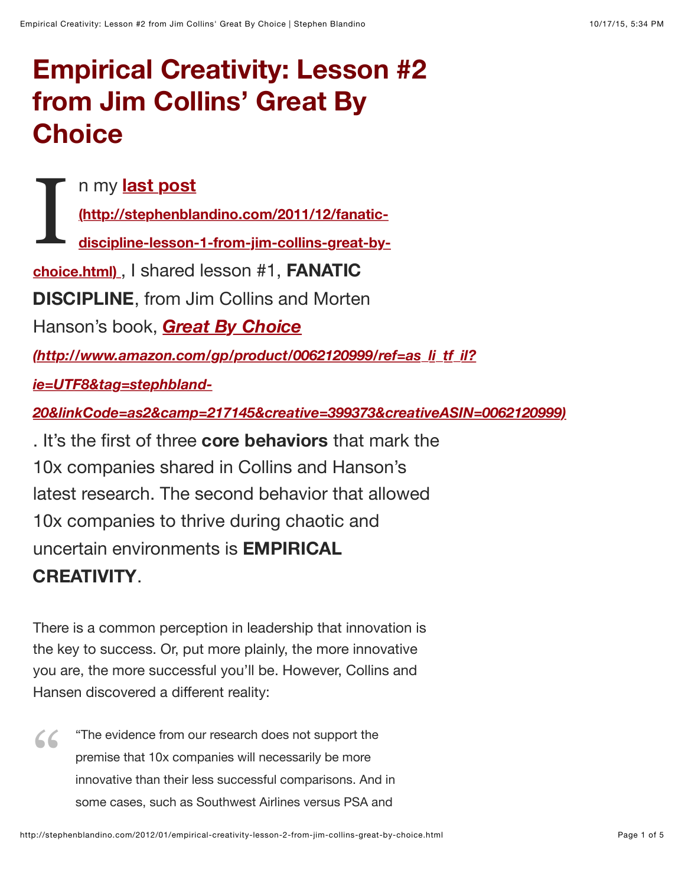# Empirical Creativity: Lesson #2 from Jim Collins' Great By Choice

In my **last post (http://stephenblandino.com/2011/12/fanatic-discipline-lesson-1-from-jim-collins-great-by-choice.html)**, I shared lesson #1, **FANATIC DISCIPLINE**, from Jim Collins and Morten Hanson's book, ***Great By Choice* (http://www.amazon.com/gp/product/0062120999/ref=as_li_tf_il?ie=UTF8&tag=stephbland-20&linkCode=as2&camp=217145&creative=399373&creativeASIN=0062120999)**. It's the first of three **core behaviors** that mark the 10x companies shared in Collins and Hanson's latest research. The second behavior that allowed 10x companies to thrive during chaotic and uncertain environments is **EMPIRICAL CREATIVITY**.

There is a common perception in leadership that innovation is the key to success. Or, put more plainly, the more innovative you are, the more successful you'll be. However, Collins and Hansen discovered a different reality:

> "The evidence from our research does not support the premise that 10x companies will necessarily be more innovative than their less successful comparisons. And in some cases, such as Southwest Airlines versus PSA and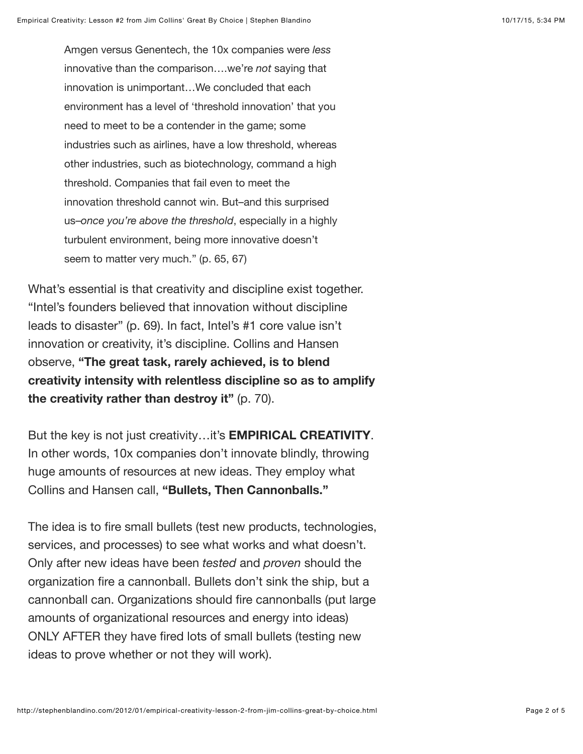> Amgen versus Genentech, the 10x companies were *less* innovative than the comparison….we're *not* saying that innovation is unimportant…We concluded that each environment has a level of 'threshold innovation' that you need to meet to be a contender in the game; some industries such as airlines, have a low threshold, whereas other industries, such as biotechnology, command a high threshold. Companies that fail even to meet the innovation threshold cannot win. But–and this surprised us–*once you're above the threshold*, especially in a highly turbulent environment, being more innovative doesn't seem to matter very much." (p. 65, 67)

What's essential is that creativity and discipline exist together. "Intel's founders believed that innovation without discipline leads to disaster" (p. 69). In fact, Intel's #1 core value isn't innovation or creativity, it's discipline. Collins and Hansen observe, **"The great task, rarely achieved, is to blend creativity intensity with relentless discipline so as to amplify the creativity rather than destroy it"** (p. 70).

But the key is not just creativity…it's **EMPIRICAL CREATIVITY**. In other words, 10x companies don't innovate blindly, throwing huge amounts of resources at new ideas. They employ what Collins and Hansen call, **"Bullets, Then Cannonballs."**

The idea is to fire small bullets (test new products, technologies, services, and processes) to see what works and what doesn't. Only after new ideas have been *tested* and *proven* should the organization fire a cannonball. Bullets don't sink the ship, but a cannonball can. Organizations should fire cannonballs (put large amounts of organizational resources and energy into ideas) ONLY AFTER they have fired lots of small bullets (testing new ideas to prove whether or not they will work).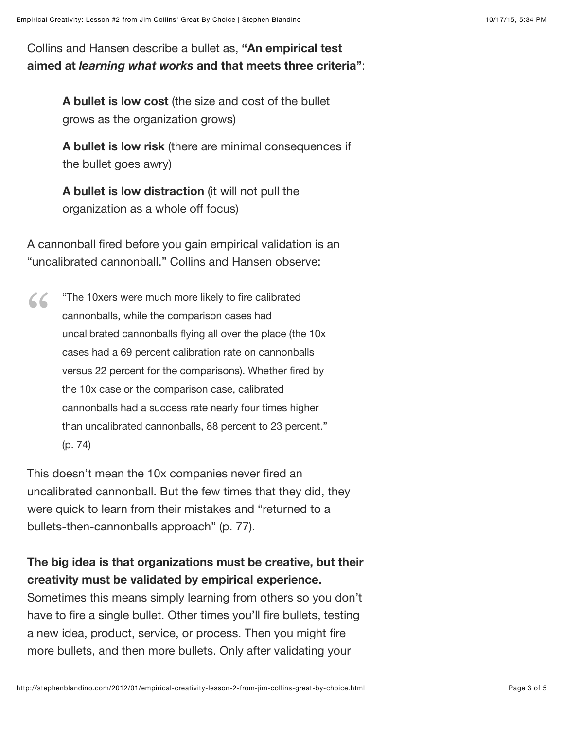Collins and Hansen describe a bullet as, **"An empirical test aimed at *learning what works* and that meets three criteria"**:

> **A bullet is low cost** (the size and cost of the bullet grows as the organization grows)
>
> **A bullet is low risk** (there are minimal consequences if the bullet goes awry)
>
> **A bullet is low distraction** (it will not pull the organization as a whole off focus)

A cannonball fired before you gain empirical validation is an "uncalibrated cannonball." Collins and Hansen observe:

> "The 10xers were much more likely to fire calibrated cannonballs, while the comparison cases had uncalibrated cannonballs flying all over the place (the 10x cases had a 69 percent calibration rate on cannonballs versus 22 percent for the comparisons). Whether fired by the 10x case or the comparison case, calibrated cannonballs had a success rate nearly four times higher than uncalibrated cannonballs, 88 percent to 23 percent." (p. 74)

This doesn't mean the 10x companies never fired an uncalibrated cannonball. But the few times that they did, they were quick to learn from their mistakes and "returned to a bullets-then-cannonballs approach" (p. 77).

**The big idea is that organizations must be creative, but their creativity must be validated by empirical experience.** Sometimes this means simply learning from others so you don't have to fire a single bullet. Other times you'll fire bullets, testing a new idea, product, service, or process. Then you might fire more bullets, and then more bullets. Only after validating your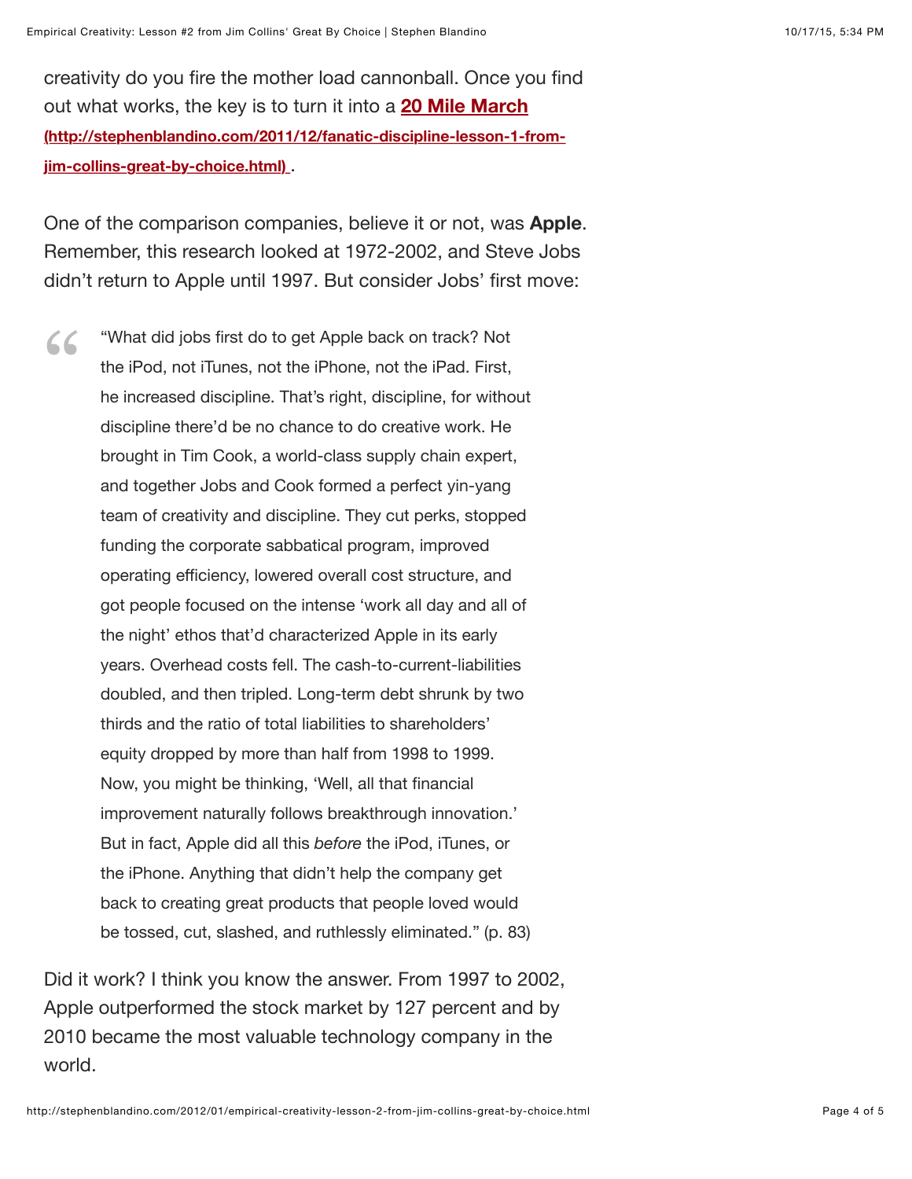creativity do you fire the mother load cannonball. Once you find out what works, the key is to turn it into a **[20 Mile March (http://stephenblandino.com/2011/12/fanatic-discipline-lesson-1-from-jim-collins-great-by-choice.html)](http://stephenblandino.com/2011/12/fanatic-discipline-lesson-1-from-jim-collins-great-by-choice.html)**.

One of the comparison companies, believe it or not, was **Apple**. Remember, this research looked at 1972-2002, and Steve Jobs didn't return to Apple until 1997. But consider Jobs' first move:

> "What did jobs first do to get Apple back on track? Not the iPod, not iTunes, not the iPhone, not the iPad. First, he increased discipline. That's right, discipline, for without discipline there'd be no chance to do creative work. He brought in Tim Cook, a world-class supply chain expert, and together Jobs and Cook formed a perfect yin-yang team of creativity and discipline. They cut perks, stopped funding the corporate sabbatical program, improved operating efficiency, lowered overall cost structure, and got people focused on the intense 'work all day and all of the night' ethos that'd characterized Apple in its early years. Overhead costs fell. The cash-to-current-liabilities doubled, and then tripled. Long-term debt shrunk by two thirds and the ratio of total liabilities to shareholders' equity dropped by more than half from 1998 to 1999. Now, you might be thinking, 'Well, all that financial improvement naturally follows breakthrough innovation.' But in fact, Apple did all this *before* the iPod, iTunes, or the iPhone. Anything that didn't help the company get back to creating great products that people loved would be tossed, cut, slashed, and ruthlessly eliminated." (p. 83)

Did it work? I think you know the answer. From 1997 to 2002, Apple outperformed the stock market by 127 percent and by 2010 became the most valuable technology company in the world.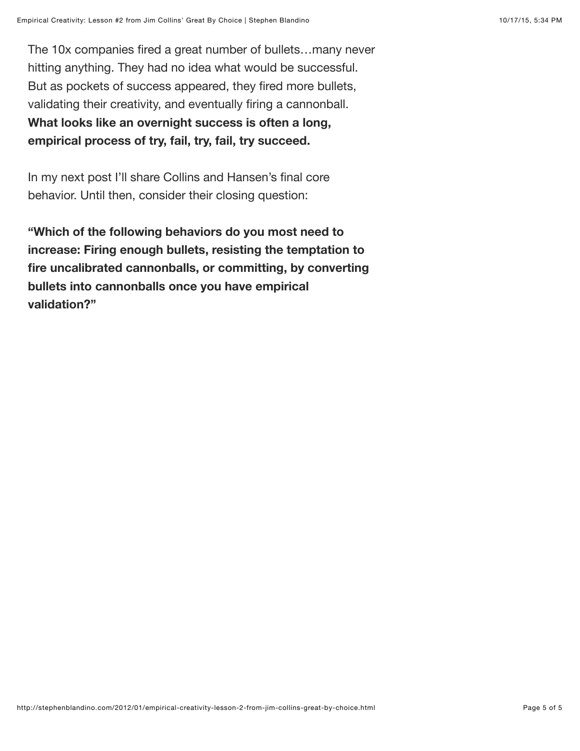The 10x companies fired a great number of bullets…many never hitting anything. They had no idea what would be successful. But as pockets of success appeared, they fired more bullets, validating their creativity, and eventually firing a cannonball. **What looks like an overnight success is often a long, empirical process of try, fail, try, fail, try succeed.**

In my next post I'll share Collins and Hansen's final core behavior. Until then, consider their closing question:

**"Which of the following behaviors do you most need to increase: Firing enough bullets, resisting the temptation to fire uncalibrated cannonballs, or committing, by converting bullets into cannonballs once you have empirical validation?"**